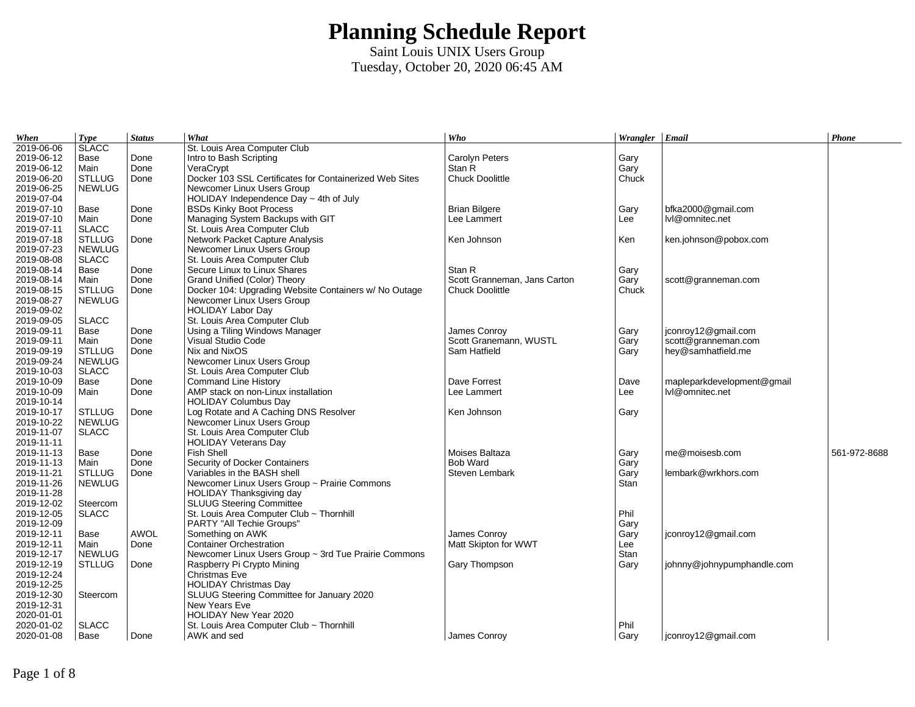# Planning Schedule Report

Saint Louis UNIX Users Group
Tuesday, October 20, 2020 06:45 AM

| When | Type | Status | What | Who | Wrangler | Email | Phone |
|---|---|---|---|---|---|---|---|
| 2019-06-06 | SLACC | | St. Louis Area Computer Club | | | | |
| 2019-06-12 | Base | Done | Intro to Bash Scripting | Carolyn Peters | Gary | | |
| 2019-06-12 | Main | Done | VeraCrypt | Stan R | Gary | | |
| 2019-06-20 | STLLUG | Done | Docker 103 SSL Certificates for Containerized Web Sites | Chuck Doolittle | Chuck | | |
| 2019-06-25 | NEWLUG | | Newcomer Linux Users Group | | | | |
| 2019-07-04 | | | HOLIDAY Independence Day ~ 4th of July | | | | |
| 2019-07-10 | Base | Done | BSDs Kinky Boot Process | Brian Bilgere | Gary | bfka2000@gmail.com | |
| 2019-07-10 | Main | Done | Managing System Backups with GIT | Lee Lammert | Lee | lvl@omnitec.net | |
| 2019-07-11 | SLACC | | St. Louis Area Computer Club | | | | |
| 2019-07-18 | STLLUG | Done | Network Packet Capture Analysis | Ken Johnson | Ken | ken.johnson@pobox.com | |
| 2019-07-23 | NEWLUG | | Newcomer Linux Users Group | | | | |
| 2019-08-08 | SLACC | | St. Louis Area Computer Club | | | | |
| 2019-08-14 | Base | Done | Secure Linux to Linux Shares | Stan R | Gary | | |
| 2019-08-14 | Main | Done | Grand Unified (Color) Theory | Scott Granneman, Jans Carton | Gary | scott@granneman.com | |
| 2019-08-15 | STLLUG | Done | Docker 104: Upgrading Website Containers w/ No Outage | Chuck Doolittle | Chuck | | |
| 2019-08-27 | NEWLUG | | Newcomer Linux Users Group | | | | |
| 2019-09-02 | | | HOLIDAY Labor Day | | | | |
| 2019-09-05 | SLACC | | St. Louis Area Computer Club | | | | |
| 2019-09-11 | Base | Done | Using a Tiling Windows Manager | James Conroy | Gary | jconroy12@gmail.com | |
| 2019-09-11 | Main | Done | Visual Studio Code | Scott Granemann, WUSTL | Gary | scott@granneman.com | |
| 2019-09-19 | STLLUG | Done | Nix and NixOS | Sam Hatfield | Gary | hey@samhatfield.me | |
| 2019-09-24 | NEWLUG | | Newcomer Linux Users Group | | | | |
| 2019-10-03 | SLACC | | St. Louis Area Computer Club | | | | |
| 2019-10-09 | Base | Done | Command Line History | Dave Forrest | Dave | mapleparkdevelopment@gmail | |
| 2019-10-09 | Main | Done | AMP stack on non-Linux installation | Lee Lammert | Lee | lvl@omnitec.net | |
| 2019-10-14 | | | HOLIDAY Columbus Day | | | | |
| 2019-10-17 | STLLUG | Done | Log Rotate and A Caching DNS Resolver | Ken Johnson | Gary | | |
| 2019-10-22 | NEWLUG | | Newcomer Linux Users Group | | | | |
| 2019-11-07 | SLACC | | St. Louis Area Computer Club | | | | |
| 2019-11-11 | | | HOLIDAY Veterans Day | | | | |
| 2019-11-13 | Base | Done | Fish Shell | Moises Baltaza | Gary | me@moisesb.com | 561-972-8688 |
| 2019-11-13 | Main | Done | Security of Docker Containers | Bob Ward | Gary | | |
| 2019-11-21 | STLLUG | Done | Variables in the BASH shell | Steven Lembark | Gary | lembark@wrkhors.com | |
| 2019-11-26 | NEWLUG | | Newcomer Linux Users Group ~ Prairie Commons | | Stan | | |
| 2019-11-28 | | | HOLIDAY Thanksgiving day | | | | |
| 2019-12-02 | Steercom | | SLUUG Steering Committee | | | | |
| 2019-12-05 | SLACC | | St. Louis Area Computer Club ~ Thornhill | | Phil | | |
| 2019-12-09 | | | PARTY "All Techie Groups" | | Gary | | |
| 2019-12-11 | Base | AWOL | Something on AWK | James Conroy | Gary | jconroy12@gmail.com | |
| 2019-12-11 | Main | Done | Container Orchestration | Matt Skipton for WWT | Lee | | |
| 2019-12-17 | NEWLUG | | Newcomer Linux Users Group ~ 3rd Tue Prairie Commons | | Stan | | |
| 2019-12-19 | STLLUG | Done | Raspberry Pi Crypto Mining | Gary Thompson | Gary | johnny@johnypumphandle.com | |
| 2019-12-24 | | | Christmas Eve | | | | |
| 2019-12-25 | | | HOLIDAY Christmas Day | | | | |
| 2019-12-30 | Steercom | | SLUUG Steering Committee for January 2020 | | | | |
| 2019-12-31 | | | New Years Eve | | | | |
| 2020-01-01 | | | HOLIDAY New Year 2020 | | | | |
| 2020-01-02 | SLACC | | St. Louis Area Computer Club ~ Thornhill | | Phil | | |
| 2020-01-08 | Base | Done | AWK and sed | James Conroy | Gary | jconroy12@gmail.com | |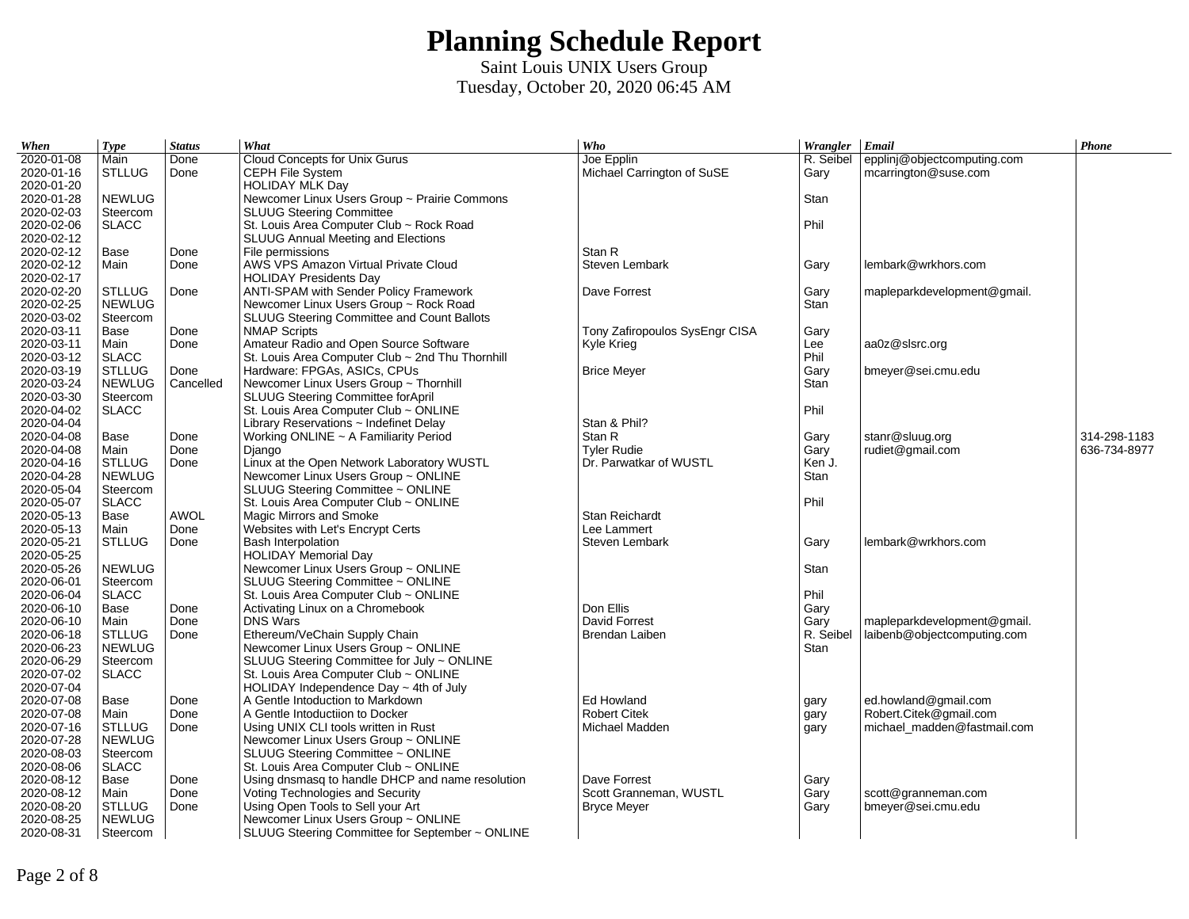# Planning Schedule Report

Saint Louis UNIX Users Group

Tuesday, October 20, 2020 06:45 AM

| *When* | *Type* | *Status* | *What* | *Who* | *Wrangler* | *Email* | *Phone* |
|---|---|---|---|---|---|---|---|
| 2020-01-08 | Main | Done | Cloud Concepts for Unix Gurus | Joe Epplin | R. Seibel | epplinj@objectcomputing.com | |
| 2020-01-16 | STLLUG | Done | CEPH File System | Michael Carrington of SuSE | Gary | mcarrington@suse.com | |
| 2020-01-20 | | | HOLIDAY MLK Day | | | | |
| 2020-01-28 | NEWLUG | | Newcomer Linux Users Group ~ Prairie Commons | | Stan | | |
| 2020-02-03 | Steercom | | SLUUG Steering Committee | | | | |
| 2020-02-06 | SLACC | | St. Louis Area Computer Club ~ Rock Road | | Phil | | |
| 2020-02-12 | | | SLUUG Annual Meeting and Elections | | | | |
| 2020-02-12 | Base | Done | File permissions | Stan R | | | |
| 2020-02-12 | Main | Done | AWS VPS Amazon Virtual Private Cloud | Steven Lembark | Gary | lembark@wrkhors.com | |
| 2020-02-17 | | | HOLIDAY Presidents Day | | | | |
| 2020-02-20 | STLLUG | Done | ANTI-SPAM with Sender Policy Framework | Dave Forrest | Gary | mapleparkdevelopment@gmail. | |
| 2020-02-25 | NEWLUG | | Newcomer Linux Users Group ~ Rock Road | | Stan | | |
| 2020-03-02 | Steercom | | SLUUG Steering Committee and Count Ballots | | | | |
| 2020-03-11 | Base | Done | NMAP Scripts | Tony Zafiropoulos SysEngr CISA | Gary | | |
| 2020-03-11 | Main | Done | Amateur Radio and Open Source Software | Kyle Krieg | Lee | aa0z@slsrc.org | |
| 2020-03-12 | SLACC | | St. Louis Area Computer Club ~ 2nd Thu Thornhill | | Phil | | |
| 2020-03-19 | STLLUG | Done | Hardware: FPGAs, ASICs, CPUs | Brice Meyer | Gary | bmeyer@sei.cmu.edu | |
| 2020-03-24 | NEWLUG | Cancelled | Newcomer Linux Users Group ~ Thornhill | | Stan | | |
| 2020-03-30 | Steercom | | SLUUG Steering Committee forApril | | | | |
| 2020-04-02 | SLACC | | St. Louis Area Computer Club ~ ONLINE | | Phil | | |
| 2020-04-04 | | | Library Reservations ~ Indefinet Delay | Stan & Phil? | | | |
| 2020-04-08 | Base | Done | Working ONLINE ~ A Familiarity Period | Stan R | Gary | stanr@sluug.org | 314-298-1183 |
| 2020-04-08 | Main | Done | Django | Tyler Rudie | Gary | rudiet@gmail.com | 636-734-8977 |
| 2020-04-16 | STLLUG | Done | Linux at the Open Network Laboratory WUSTL | Dr. Parwatkar of WUSTL | Ken J. | | |
| 2020-04-28 | NEWLUG | | Newcomer Linux Users Group ~ ONLINE | | Stan | | |
| 2020-05-04 | Steercom | | SLUUG Steering Committee ~ ONLINE | | | | |
| 2020-05-07 | SLACC | | St. Louis Area Computer Club ~ ONLINE | | Phil | | |
| 2020-05-13 | Base | AWOL | Magic Mirrors and Smoke | Stan Reichardt | | | |
| 2020-05-13 | Main | Done | Websites with Let's Encrypt Certs | Lee Lammert | | | |
| 2020-05-21 | STLLUG | Done | Bash Interpolation | Steven Lembark | Gary | lembark@wrkhors.com | |
| 2020-05-25 | | | HOLIDAY Memorial Day | | | | |
| 2020-05-26 | NEWLUG | | Newcomer Linux Users Group ~ ONLINE | | Stan | | |
| 2020-06-01 | Steercom | | SLUUG Steering Committee ~ ONLINE | | | | |
| 2020-06-04 | SLACC | | St. Louis Area Computer Club ~ ONLINE | | Phil | | |
| 2020-06-10 | Base | Done | Activating Linux on a Chromebook | Don Ellis | Gary | | |
| 2020-06-10 | Main | Done | DNS Wars | David Forrest | Gary | mapleparkdevelopment@gmail. | |
| 2020-06-18 | STLLUG | Done | Ethereum/VeChain Supply Chain | Brendan Laiben | R. Seibel | laibenb@objectcomputing.com | |
| 2020-06-23 | NEWLUG | | Newcomer Linux Users Group ~ ONLINE | | Stan | | |
| 2020-06-29 | Steercom | | SLUUG Steering Committee for July ~ ONLINE | | | | |
| 2020-07-02 | SLACC | | St. Louis Area Computer Club ~ ONLINE | | | | |
| 2020-07-04 | | | HOLIDAY Independence Day ~ 4th of July | | | | |
| 2020-07-08 | Base | Done | A Gentle Intoduction to Markdown | Ed Howland | gary | ed.howland@gmail.com | |
| 2020-07-08 | Main | Done | A Gentle Intoductiion to Docker | Robert Citek | gary | Robert.Citek@gmail.com | |
| 2020-07-16 | STLLUG | Done | Using UNIX CLI tools written in Rust | Michael Madden | gary | michael_madden@fastmail.com | |
| 2020-07-28 | NEWLUG | | Newcomer Linux Users Group ~ ONLINE | | | | |
| 2020-08-03 | Steercom | | SLUUG Steering Committee ~ ONLINE | | | | |
| 2020-08-06 | SLACC | | St. Louis Area Computer Club ~ ONLINE | | | | |
| 2020-08-12 | Base | Done | Using dnsmasq to handle DHCP and name resolution | Dave Forrest | Gary | | |
| 2020-08-12 | Main | Done | Voting Technologies and Security | Scott Granneman, WUSTL | Gary | scott@granneman.com | |
| 2020-08-20 | STLLUG | Done | Using Open Tools to Sell your Art | Bryce Meyer | Gary | bmeyer@sei.cmu.edu | |
| 2020-08-25 | NEWLUG | | Newcomer Linux Users Group ~ ONLINE | | | | |
| 2020-08-31 | Steercom | | SLUUG Steering Committee for September ~ ONLINE | | | | |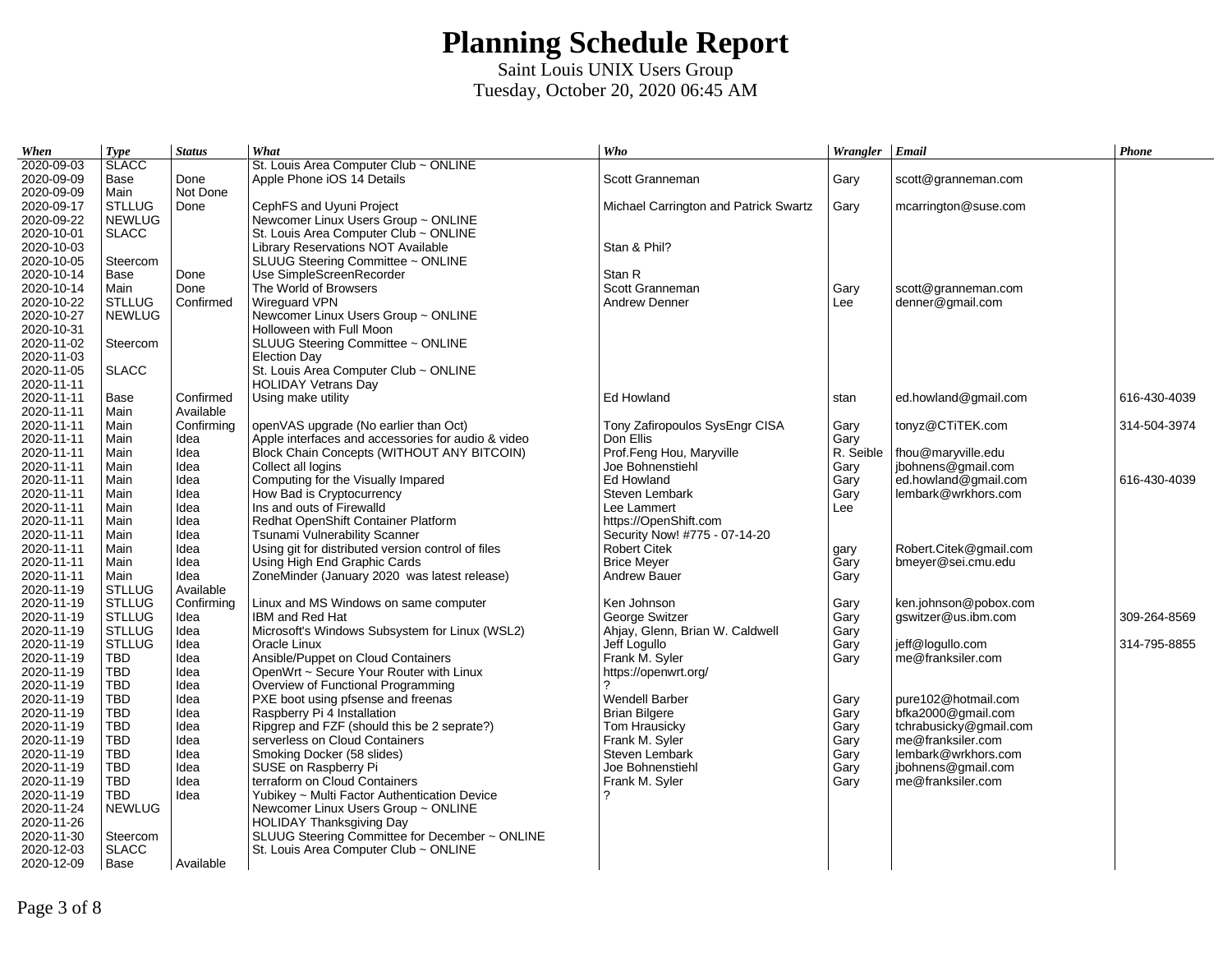# Planning Schedule Report

Saint Louis UNIX Users Group
Tuesday, October 20, 2020 06:45 AM

| When | Type | Status | What | Who | Wrangler | Email | Phone |
|---|---|---|---|---|---|---|---|
| 2020-09-03 | SLACC | | St. Louis Area Computer Club ~ ONLINE | | | | |
| 2020-09-09 | Base | Done | Apple Phone iOS 14 Details | Scott Granneman | Gary | scott@granneman.com | |
| 2020-09-09 | Main | Not Done | | | | | |
| 2020-09-17 | STLLUG | Done | CephFS and Uyuni Project | Michael Carrington and Patrick Swartz | Gary | mcarrington@suse.com | |
| 2020-09-22 | NEWLUG | | Newcomer Linux Users Group ~ ONLINE | | | | |
| 2020-10-01 | SLACC | | St. Louis Area Computer Club ~ ONLINE | | | | |
| 2020-10-03 | | | Library Reservations NOT Available | Stan & Phil? | | | |
| 2020-10-05 | Steercom | | SLUUG Steering Committee ~ ONLINE | | | | |
| 2020-10-14 | Base | Done | Use SimpleScreenRecorder | Stan R | | | |
| 2020-10-14 | Main | Done | The World of Browsers | Scott Granneman | Gary | scott@granneman.com | |
| 2020-10-22 | STLLUG | Confirmed | Wireguard VPN | Andrew Denner | Lee | denner@gmail.com | |
| 2020-10-27 | NEWLUG | | Newcomer Linux Users Group ~ ONLINE | | | | |
| 2020-10-31 | | | Holloween with Full Moon | | | | |
| 2020-11-02 | Steercom | | SLUUG Steering Committee ~ ONLINE | | | | |
| 2020-11-03 | | | Election Day | | | | |
| 2020-11-05 | SLACC | | St. Louis Area Computer Club ~ ONLINE | | | | |
| 2020-11-11 | | | HOLIDAY Vetrans Day | | | | |
| 2020-11-11 | Base | Confirmed | Using make utility | Ed Howland | stan | ed.howland@gmail.com | 616-430-4039 |
| 2020-11-11 | Main | Available | | | | | |
| 2020-11-11 | Main | Confirming | openVAS upgrade (No earlier than Oct) | Tony Zafiropoulos SysEngr CISA | Gary | tonyz@CTiTEK.com | 314-504-3974 |
| 2020-11-11 | Main | Idea | Apple interfaces and accessories for audio & video | Don Ellis | Gary | | |
| 2020-11-11 | Main | Idea | Block Chain Concepts (WITHOUT ANY BITCOIN) | Prof.Feng Hou, Maryville | R. Seible | fhou@maryville.edu | |
| 2020-11-11 | Main | Idea | Collect all logins | Joe Bohnenstiehl | Gary | jbohnens@gmail.com | |
| 2020-11-11 | Main | Idea | Computing for the Visually Impared | Ed Howland | Gary | ed.howland@gmail.com | 616-430-4039 |
| 2020-11-11 | Main | Idea | How Bad is Cryptocurrency | Steven Lembark | Gary | lembark@wrkhors.com | |
| 2020-11-11 | Main | Idea | Ins and outs of Firewalld | Lee Lammert | Lee | | |
| 2020-11-11 | Main | Idea | Redhat OpenShift Container Platform | https://OpenShift.com | | | |
| 2020-11-11 | Main | Idea | Tsunami Vulnerability Scanner | Security Now! #775 - 07-14-20 | | | |
| 2020-11-11 | Main | Idea | Using git for distributed version control of files | Robert Citek | gary | Robert.Citek@gmail.com | |
| 2020-11-11 | Main | Idea | Using High End Graphic Cards | Brice Meyer | Gary | bmeyer@sei.cmu.edu | |
| 2020-11-11 | Main | Idea | ZoneMinder (January 2020 was latest release) | Andrew Bauer | Gary | | |
| 2020-11-19 | STLLUG | Available | | | | | |
| 2020-11-19 | STLLUG | Confirming | Linux and MS Windows on same computer | Ken Johnson | Gary | ken.johnson@pobox.com | |
| 2020-11-19 | STLLUG | Idea | IBM and Red Hat | George Switzer | Gary | gswitzer@us.ibm.com | 309-264-8569 |
| 2020-11-19 | STLLUG | Idea | Microsoft's Windows Subsystem for Linux (WSL2) | Ahjay, Glenn, Brian W. Caldwell | Gary | | |
| 2020-11-19 | STLLUG | Idea | Oracle Linux | Jeff Logullo | Gary | jeff@logullo.com | 314-795-8855 |
| 2020-11-19 | TBD | Idea | Ansible/Puppet on Cloud Containers | Frank M. Syler | Gary | me@franksiler.com | |
| 2020-11-19 | TBD | Idea | OpenWrt ~ Secure Your Router with Linux | https://openwrt.org/ | | | |
| 2020-11-19 | TBD | Idea | Overview of Functional Programming | ? | | | |
| 2020-11-19 | TBD | Idea | PXE boot using pfsense and freenas | Wendell Barber | Gary | pure102@hotmail.com | |
| 2020-11-19 | TBD | Idea | Raspberry Pi 4 Installation | Brian Bilgere | Gary | bfka2000@gmail.com | |
| 2020-11-19 | TBD | Idea | Ripgrep and FZF (should this be 2 seprate?) | Tom Hrausicky | Gary | tchrabusicky@gmail.com | |
| 2020-11-19 | TBD | Idea | serverless on Cloud Containers | Frank M. Syler | Gary | me@franksiler.com | |
| 2020-11-19 | TBD | Idea | Smoking Docker (58 slides) | Steven Lembark | Gary | lembark@wrkhors.com | |
| 2020-11-19 | TBD | Idea | SUSE on Raspberry Pi | Joe Bohnenstiehl | Gary | jbohnens@gmail.com | |
| 2020-11-19 | TBD | Idea | terraform on Cloud Containers | Frank M. Syler | Gary | me@franksiler.com | |
| 2020-11-19 | TBD | Idea | Yubikey ~ Multi Factor Authentication Device | ? | | | |
| 2020-11-24 | NEWLUG | | Newcomer Linux Users Group ~ ONLINE | | | | |
| 2020-11-26 | | | HOLIDAY Thanksgiving Day | | | | |
| 2020-11-30 | Steercom | | SLUUG Steering Committee for December ~ ONLINE | | | | |
| 2020-12-03 | SLACC | | St. Louis Area Computer Club ~ ONLINE | | | | |
| 2020-12-09 | Base | Available | | | | | |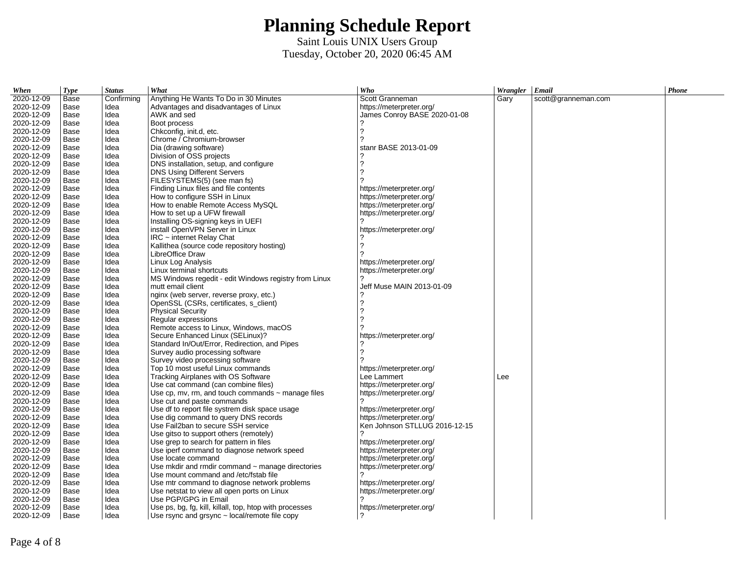# Planning Schedule Report

Saint Louis UNIX Users Group
Tuesday, October 20, 2020 06:45 AM

| When | Type | Status | What | Who | Wrangler | Email | Phone |
|---|---|---|---|---|---|---|---|
| 2020-12-09 | Base | Confirming | Anything He Wants To Do in 30 Minutes | Scott Granneman | Gary | scott@granneman.com | |
| 2020-12-09 | Base | Idea | Advantages and disadvantages of Linux | https://meterpreter.org/ | | | |
| 2020-12-09 | Base | Idea | AWK and sed | James Conroy BASE 2020-01-08 | | | |
| 2020-12-09 | Base | Idea | Boot process | ? | | | |
| 2020-12-09 | Base | Idea | Chkconfig, init.d, etc. | ? | | | |
| 2020-12-09 | Base | Idea | Chrome / Chromium-browser | ? | | | |
| 2020-12-09 | Base | Idea | Dia (drawing software) | stanr BASE 2013-01-09 | | | |
| 2020-12-09 | Base | Idea | Division of OSS projects | ? | | | |
| 2020-12-09 | Base | Idea | DNS installation, setup, and configure | ? | | | |
| 2020-12-09 | Base | Idea | DNS Using Different Servers | ? | | | |
| 2020-12-09 | Base | Idea | FILESYSTEMS(5) (see man fs) | ? | | | |
| 2020-12-09 | Base | Idea | Finding Linux files and file contents | https://meterpreter.org/ | | | |
| 2020-12-09 | Base | Idea | How to configure SSH in Linux | https://meterpreter.org/ | | | |
| 2020-12-09 | Base | Idea | How to enable Remote Access MySQL | https://meterpreter.org/ | | | |
| 2020-12-09 | Base | Idea | How to set up a UFW firewall | https://meterpreter.org/ | | | |
| 2020-12-09 | Base | Idea | Installing OS-signing keys in UEFI | ? | | | |
| 2020-12-09 | Base | Idea | install OpenVPN Server in Linux | https://meterpreter.org/ | | | |
| 2020-12-09 | Base | Idea | IRC ~ internet Relay Chat | ? | | | |
| 2020-12-09 | Base | Idea | Kallithea (source code repository hosting) | ? | | | |
| 2020-12-09 | Base | Idea | LibreOffice Draw | ? | | | |
| 2020-12-09 | Base | Idea | Linux Log Analysis | https://meterpreter.org/ | | | |
| 2020-12-09 | Base | Idea | Linux terminal shortcuts | https://meterpreter.org/ | | | |
| 2020-12-09 | Base | Idea | MS Windows regedit - edit Windows registry from Linux | ? | | | |
| 2020-12-09 | Base | Idea | mutt email client | Jeff Muse MAIN 2013-01-09 | | | |
| 2020-12-09 | Base | Idea | nginx (web server, reverse proxy, etc.) | ? | | | |
| 2020-12-09 | Base | Idea | OpenSSL (CSRs, certificates, s_client) | ? | | | |
| 2020-12-09 | Base | Idea | Physical Security | ? | | | |
| 2020-12-09 | Base | Idea | Regular expressions | ? | | | |
| 2020-12-09 | Base | Idea | Remote access to Linux, Windows, macOS | ? | | | |
| 2020-12-09 | Base | Idea | Secure Enhanced Linux (SELinux)? | https://meterpreter.org/ | | | |
| 2020-12-09 | Base | Idea | Standard In/Out/Error, Redirection, and Pipes | ? | | | |
| 2020-12-09 | Base | Idea | Survey audio processing software | ? | | | |
| 2020-12-09 | Base | Idea | Survey video processing software | ? | | | |
| 2020-12-09 | Base | Idea | Top 10 most useful Linux commands | https://meterpreter.org/ | | | |
| 2020-12-09 | Base | Idea | Tracking Airplanes with OS Software | Lee Lammert | Lee | | |
| 2020-12-09 | Base | Idea | Use cat command (can combine files) | https://meterpreter.org/ | | | |
| 2020-12-09 | Base | Idea | Use cp, mv, rm, and touch commands ~ manage files | https://meterpreter.org/ | | | |
| 2020-12-09 | Base | Idea | Use cut and paste commands | ? | | | |
| 2020-12-09 | Base | Idea | Use df to report file systrem disk space usage | https://meterpreter.org/ | | | |
| 2020-12-09 | Base | Idea | Use dig command to query DNS records | https://meterpreter.org/ | | | |
| 2020-12-09 | Base | Idea | Use Fail2ban to secure SSH service | Ken Johnson STLLUG 2016-12-15 | | | |
| 2020-12-09 | Base | Idea | Use gitso to support others (remotely) | ? | | | |
| 2020-12-09 | Base | Idea | Use grep to search for pattern in files | https://meterpreter.org/ | | | |
| 2020-12-09 | Base | Idea | Use iperf command to diagnose network speed | https://meterpreter.org/ | | | |
| 2020-12-09 | Base | Idea | Use locate command | https://meterpreter.org/ | | | |
| 2020-12-09 | Base | Idea | Use mkdir and rmdir command ~ manage directories | https://meterpreter.org/ | | | |
| 2020-12-09 | Base | Idea | Use mount command and /etc/fstab file | ? | | | |
| 2020-12-09 | Base | Idea | Use mtr command to diagnose network problems | https://meterpreter.org/ | | | |
| 2020-12-09 | Base | Idea | Use netstat to view all open ports on Linux | https://meterpreter.org/ | | | |
| 2020-12-09 | Base | Idea | Use PGP/GPG in Email | ? | | | |
| 2020-12-09 | Base | Idea | Use ps, bg, fg, kill, killall, top, htop with processes | https://meterpreter.org/ | | | |
| 2020-12-09 | Base | Idea | Use rsync and grsync ~ local/remote file copy | ? | | | |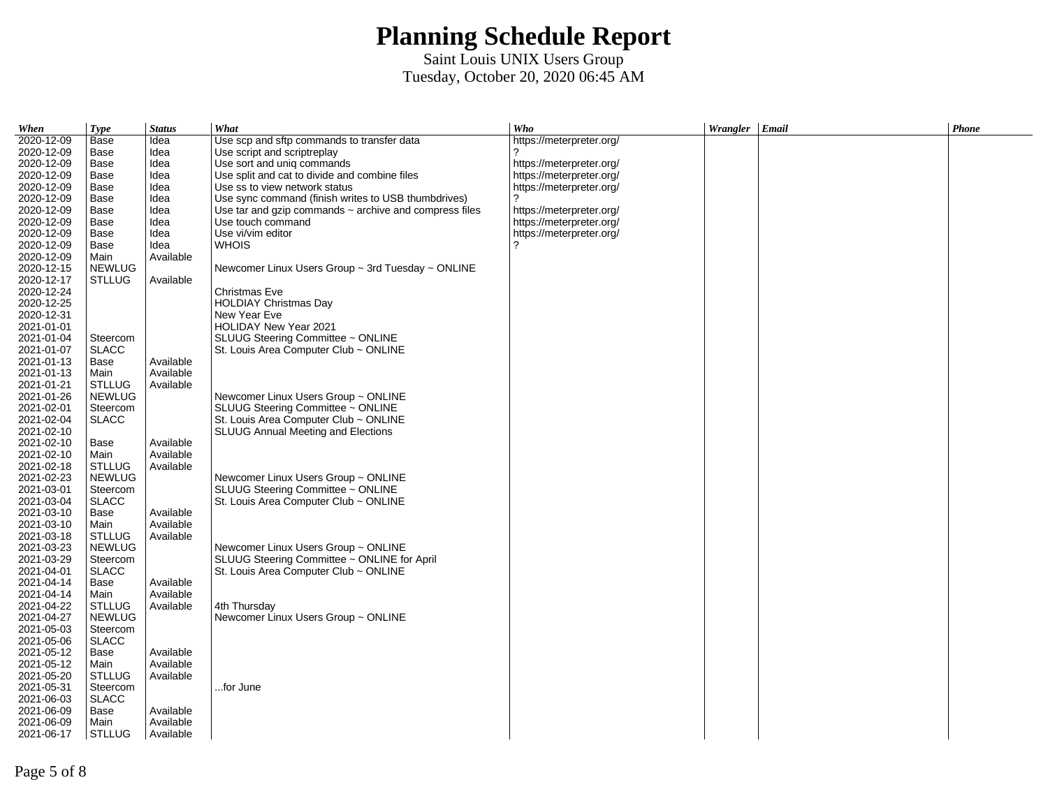# Planning Schedule Report

Saint Louis UNIX Users Group
Tuesday, October 20, 2020 06:45 AM

| When | Type | Status | What | Who | Wrangler | Email | Phone |
|---|---|---|---|---|---|---|---|
| 2020-12-09 | Base | Idea | Use scp and sftp commands to transfer data | https://meterpreter.org/ | | | |
| 2020-12-09 | Base | Idea | Use script and scriptreplay | ? | | | |
| 2020-12-09 | Base | Idea | Use sort and uniq commands | https://meterpreter.org/ | | | |
| 2020-12-09 | Base | Idea | Use split and cat to divide and combine files | https://meterpreter.org/ | | | |
| 2020-12-09 | Base | Idea | Use ss to view network status | https://meterpreter.org/ | | | |
| 2020-12-09 | Base | Idea | Use sync command (finish writes to USB thumbdrives) | ? | | | |
| 2020-12-09 | Base | Idea | Use tar and gzip commands ~ archive and compress files | https://meterpreter.org/ | | | |
| 2020-12-09 | Base | Idea | Use touch command | https://meterpreter.org/ | | | |
| 2020-12-09 | Base | Idea | Use vi/vim editor | https://meterpreter.org/ | | | |
| 2020-12-09 | Base | Idea | WHOIS | ? | | | |
| 2020-12-09 | Main | Available | | | | | |
| 2020-12-15 | NEWLUG | | Newcomer Linux Users Group ~ 3rd Tuesday ~ ONLINE | | | | |
| 2020-12-17 | STLLUG | Available | | | | | |
| 2020-12-24 | | | Christmas Eve | | | | |
| 2020-12-25 | | | HOLDIAY Christmas Day | | | | |
| 2020-12-31 | | | New Year Eve | | | | |
| 2021-01-01 | | | HOLIDAY New Year 2021 | | | | |
| 2021-01-04 | Steercom | | SLUUG Steering Committee ~ ONLINE | | | | |
| 2021-01-07 | SLACC | | St. Louis Area Computer Club ~ ONLINE | | | | |
| 2021-01-13 | Base | Available | | | | | |
| 2021-01-13 | Main | Available | | | | | |
| 2021-01-21 | STLLUG | Available | | | | | |
| 2021-01-26 | NEWLUG | | Newcomer Linux Users Group ~ ONLINE | | | | |
| 2021-02-01 | Steercom | | SLUUG Steering Committee ~ ONLINE | | | | |
| 2021-02-04 | SLACC | | St. Louis Area Computer Club ~ ONLINE | | | | |
| 2021-02-10 | | | SLUUG Annual Meeting and Elections | | | | |
| 2021-02-10 | Base | Available | | | | | |
| 2021-02-10 | Main | Available | | | | | |
| 2021-02-18 | STLLUG | Available | | | | | |
| 2021-02-23 | NEWLUG | | Newcomer Linux Users Group ~ ONLINE | | | | |
| 2021-03-01 | Steercom | | SLUUG Steering Committee ~ ONLINE | | | | |
| 2021-03-04 | SLACC | | St. Louis Area Computer Club ~ ONLINE | | | | |
| 2021-03-10 | Base | Available | | | | | |
| 2021-03-10 | Main | Available | | | | | |
| 2021-03-18 | STLLUG | Available | | | | | |
| 2021-03-23 | NEWLUG | | Newcomer Linux Users Group ~ ONLINE | | | | |
| 2021-03-29 | Steercom | | SLUUG Steering Committee ~ ONLINE for April | | | | |
| 2021-04-01 | SLACC | | St. Louis Area Computer Club ~ ONLINE | | | | |
| 2021-04-14 | Base | Available | | | | | |
| 2021-04-14 | Main | Available | | | | | |
| 2021-04-22 | STLLUG | Available | 4th Thursday | | | | |
| 2021-04-27 | NEWLUG | | Newcomer Linux Users Group ~ ONLINE | | | | |
| 2021-05-03 | Steercom | | | | | | |
| 2021-05-06 | SLACC | | | | | | |
| 2021-05-12 | Base | Available | | | | | |
| 2021-05-12 | Main | Available | | | | | |
| 2021-05-20 | STLLUG | Available | | | | | |
| 2021-05-31 | Steercom | | ...for June | | | | |
| 2021-06-03 | SLACC | | | | | | |
| 2021-06-09 | Base | Available | | | | | |
| 2021-06-09 | Main | Available | | | | | |
| 2021-06-17 | STLLUG | Available | | | | | |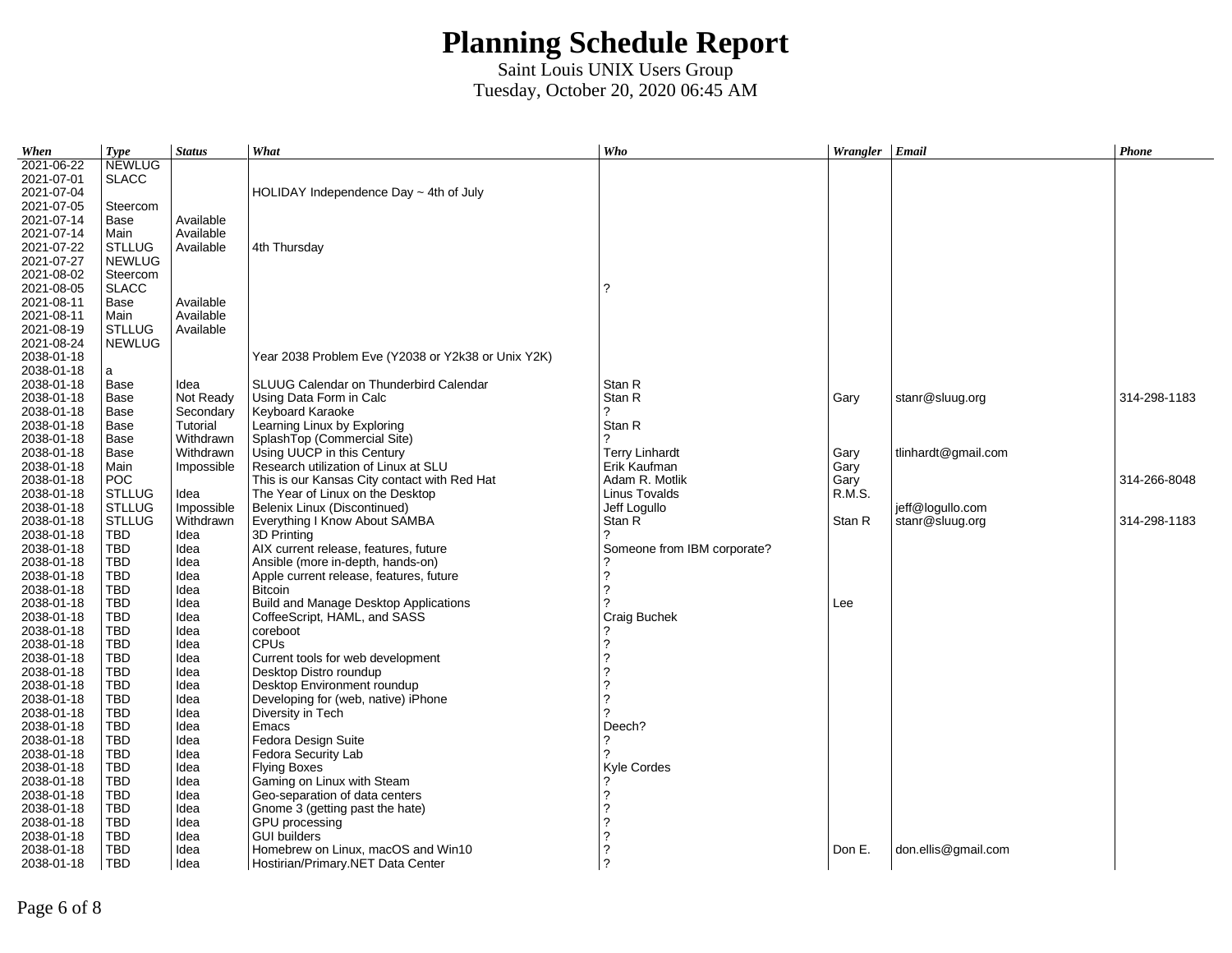# Planning Schedule Report

Saint Louis UNIX Users Group
Tuesday, October 20, 2020 06:45 AM

| *When* | *Type* | *Status* | *What* | *Who* | *Wrangler* | *Email* | *Phone* |
|---|---|---|---|---|---|---|---|
| 2021-06-22 | NEWLUG | | | | | | |
| 2021-07-01 | SLACC | | | | | | |
| 2021-07-04 | | | HOLIDAY Independence Day ~ 4th of July | | | | |
| 2021-07-05 | Steercom | | | | | | |
| 2021-07-14 | Base | Available | | | | | |
| 2021-07-14 | Main | Available | | | | | |
| 2021-07-22 | STLLUG | Available | 4th Thursday | | | | |
| 2021-07-27 | NEWLUG | | | | | | |
| 2021-08-02 | Steercom | | | | | | |
| 2021-08-05 | SLACC | | | ? | | | |
| 2021-08-11 | Base | Available | | | | | |
| 2021-08-11 | Main | Available | | | | | |
| 2021-08-19 | STLLUG | Available | | | | | |
| 2021-08-24 | NEWLUG | | | | | | |
| 2038-01-18 | | | Year 2038 Problem Eve (Y2038 or Y2k38 or Unix Y2K) | | | | |
| 2038-01-18 | a | | | | | | |
| 2038-01-18 | Base | Idea | SLUUG Calendar on Thunderbird Calendar | Stan R | | | |
| 2038-01-18 | Base | Not Ready | Using Data Form in Calc | Stan R | Gary | stanr@sluug.org | 314-298-1183 |
| 2038-01-18 | Base | Secondary | Keyboard Karaoke | ? | | | |
| 2038-01-18 | Base | Tutorial | Learning Linux by Exploring | Stan R | | | |
| 2038-01-18 | Base | Withdrawn | SplashTop (Commercial Site) | ? | | | |
| 2038-01-18 | Base | Withdrawn | Using UUCP in this Century | Terry Linhardt | Gary | tlinhardt@gmail.com | |
| 2038-01-18 | Main | Impossible | Research utilization of Linux at SLU | Erik Kaufman | Gary | | |
| 2038-01-18 | POC | | This is our Kansas City contact with Red Hat | Adam R. Motlik | Gary | | 314-266-8048 |
| 2038-01-18 | STLLUG | Idea | The Year of Linux on the Desktop | Linus Tovalds | R.M.S. | | |
| 2038-01-18 | STLLUG | Impossible | Belenix Linux (Discontinued) | Jeff Logullo | | jeff@logullo.com | |
| 2038-01-18 | STLLUG | Withdrawn | Everything I Know About SAMBA | Stan R | Stan R | stanr@sluug.org | 314-298-1183 |
| 2038-01-18 | TBD | Idea | 3D Printing | ? | | | |
| 2038-01-18 | TBD | Idea | AIX current release, features, future | Someone from IBM corporate? | | | |
| 2038-01-18 | TBD | Idea | Ansible (more in-depth, hands-on) | ? | | | |
| 2038-01-18 | TBD | Idea | Apple current release, features, future | ? | | | |
| 2038-01-18 | TBD | Idea | Bitcoin | ? | | | |
| 2038-01-18 | TBD | Idea | Build and Manage Desktop Applications | ? | Lee | | |
| 2038-01-18 | TBD | Idea | CoffeeScript, HAML, and SASS | Craig Buchek | | | |
| 2038-01-18 | TBD | Idea | coreboot | ? | | | |
| 2038-01-18 | TBD | Idea | CPUs | ? | | | |
| 2038-01-18 | TBD | Idea | Current tools for web development | ? | | | |
| 2038-01-18 | TBD | Idea | Desktop Distro roundup | ? | | | |
| 2038-01-18 | TBD | Idea | Desktop Environment roundup | ? | | | |
| 2038-01-18 | TBD | Idea | Developing for (web, native) iPhone | ? | | | |
| 2038-01-18 | TBD | Idea | Diversity in Tech | ? | | | |
| 2038-01-18 | TBD | Idea | Emacs | Deech? | | | |
| 2038-01-18 | TBD | Idea | Fedora Design Suite | ? | | | |
| 2038-01-18 | TBD | Idea | Fedora Security Lab | ? | | | |
| 2038-01-18 | TBD | Idea | Flying Boxes | Kyle Cordes | | | |
| 2038-01-18 | TBD | Idea | Gaming on Linux with Steam | ? | | | |
| 2038-01-18 | TBD | Idea | Geo-separation of data centers | ? | | | |
| 2038-01-18 | TBD | Idea | Gnome 3 (getting past the hate) | ? | | | |
| 2038-01-18 | TBD | Idea | GPU processing | ? | | | |
| 2038-01-18 | TBD | Idea | GUI builders | ? | | | |
| 2038-01-18 | TBD | Idea | Homebrew on Linux, macOS and Win10 | ? | Don E. | don.ellis@gmail.com | |
| 2038-01-18 | TBD | Idea | Hostirian/Primary.NET Data Center | ? | | | |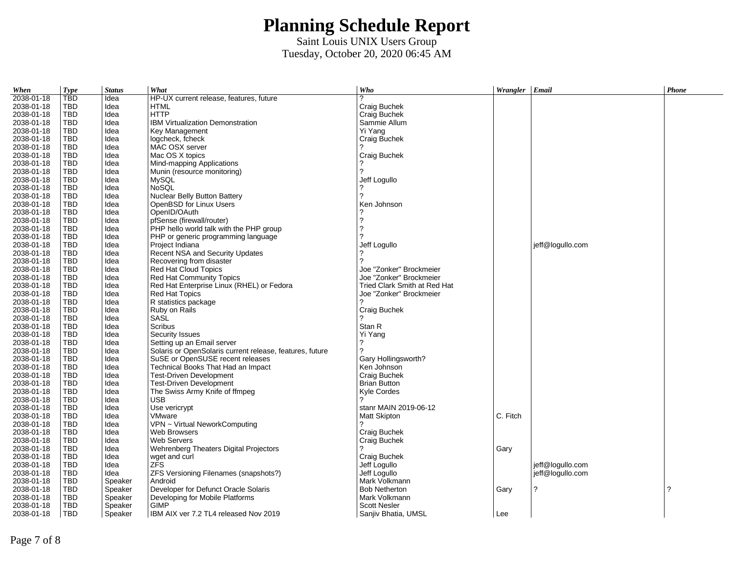# Planning Schedule Report

Saint Louis UNIX Users Group
Tuesday, October 20, 2020 06:45 AM

| *When* | *Type* | *Status* | *What* | *Who* | *Wrangler* | *Email* | *Phone* |
|---|---|---|---|---|---|---|---|
| 2038-01-18 | TBD | Idea | HP-UX current release, features, future | ? | | | |
| 2038-01-18 | TBD | Idea | HTML | Craig Buchek | | | |
| 2038-01-18 | TBD | Idea | HTTP | Craig Buchek | | | |
| 2038-01-18 | TBD | Idea | IBM Virtualization Demonstration | Sammie Allum | | | |
| 2038-01-18 | TBD | Idea | Key Management | Yi Yang | | | |
| 2038-01-18 | TBD | Idea | logcheck, fcheck | Craig Buchek | | | |
| 2038-01-18 | TBD | Idea | MAC OSX server | ? | | | |
| 2038-01-18 | TBD | Idea | Mac OS X topics | Craig Buchek | | | |
| 2038-01-18 | TBD | Idea | Mind-mapping Applications | ? | | | |
| 2038-01-18 | TBD | Idea | Munin (resource monitoring) | ? | | | |
| 2038-01-18 | TBD | Idea | MySQL | Jeff Logullo | | | |
| 2038-01-18 | TBD | Idea | NoSQL | ? | | | |
| 2038-01-18 | TBD | Idea | Nuclear Belly Button Battery | ? | | | |
| 2038-01-18 | TBD | Idea | OpenBSD for Linux Users | Ken Johnson | | | |
| 2038-01-18 | TBD | Idea | OpenID/OAuth | ? | | | |
| 2038-01-18 | TBD | Idea | pfSense (firewall/router) | ? | | | |
| 2038-01-18 | TBD | Idea | PHP hello world talk with the PHP group | ? | | | |
| 2038-01-18 | TBD | Idea | PHP or generic programming language | ? | | | |
| 2038-01-18 | TBD | Idea | Project Indiana | Jeff Logullo | | jeff@logullo.com | |
| 2038-01-18 | TBD | Idea | Recent NSA and Security Updates | ? | | | |
| 2038-01-18 | TBD | Idea | Recovering from disaster | ? | | | |
| 2038-01-18 | TBD | Idea | Red Hat Cloud Topics | Joe "Zonker" Brockmeier | | | |
| 2038-01-18 | TBD | Idea | Red Hat Community Topics | Joe "Zonker" Brockmeier | | | |
| 2038-01-18 | TBD | Idea | Red Hat Enterprise Linux (RHEL) or Fedora | Tried Clark Smith at Red Hat | | | |
| 2038-01-18 | TBD | Idea | Red Hat Topics | Joe "Zonker" Brockmeier | | | |
| 2038-01-18 | TBD | Idea | R statistics package | ? | | | |
| 2038-01-18 | TBD | Idea | Ruby on Rails | Craig Buchek | | | |
| 2038-01-18 | TBD | Idea | SASL | ? | | | |
| 2038-01-18 | TBD | Idea | Scribus | Stan R | | | |
| 2038-01-18 | TBD | Idea | Security Issues | Yi Yang | | | |
| 2038-01-18 | TBD | Idea | Setting up an Email server | ? | | | |
| 2038-01-18 | TBD | Idea | Solaris or OpenSolaris current release, features, future | ? | | | |
| 2038-01-18 | TBD | Idea | SuSE or OpenSUSE recent releases | Gary Hollingsworth? | | | |
| 2038-01-18 | TBD | Idea | Technical Books That Had an Impact | Ken Johnson | | | |
| 2038-01-18 | TBD | Idea | Test-Driven Development | Craig Buchek | | | |
| 2038-01-18 | TBD | Idea | Test-Driven Development | Brian Button | | | |
| 2038-01-18 | TBD | Idea | The Swiss Army Knife of ffmpeg | Kyle Cordes | | | |
| 2038-01-18 | TBD | Idea | USB | ? | | | |
| 2038-01-18 | TBD | Idea | Use vericrypt | stanr MAIN 2019-06-12 | | | |
| 2038-01-18 | TBD | Idea | VMware | Matt Skipton | C. Fitch | | |
| 2038-01-18 | TBD | Idea | VPN ~ Virtual NeworkComputing | ? | | | |
| 2038-01-18 | TBD | Idea | Web Browsers | Craig Buchek | | | |
| 2038-01-18 | TBD | Idea | Web Servers | Craig Buchek | | | |
| 2038-01-18 | TBD | Idea | Wehrenberg Theaters Digital Projectors | ? | Gary | | |
| 2038-01-18 | TBD | Idea | wget and curl | Craig Buchek | | | |
| 2038-01-18 | TBD | Idea | ZFS | Jeff Logullo | | jeff@logullo.com | |
| 2038-01-18 | TBD | Idea | ZFS Versioning Filenames (snapshots?) | Jeff Logullo | | jeff@logullo.com | |
| 2038-01-18 | TBD | Speaker | Android | Mark Volkmann | | | |
| 2038-01-18 | TBD | Speaker | Developer for Defunct Oracle Solaris | Bob Netherton | Gary | ? | ? |
| 2038-01-18 | TBD | Speaker | Developing for Mobile Platforms | Mark Volkmann | | | |
| 2038-01-18 | TBD | Speaker | GIMP | Scott Nesler | | | |
| 2038-01-18 | TBD | Speaker | IBM AIX ver 7.2 TL4 released Nov 2019 | Sanjiv Bhatia, UMSL | Lee | | |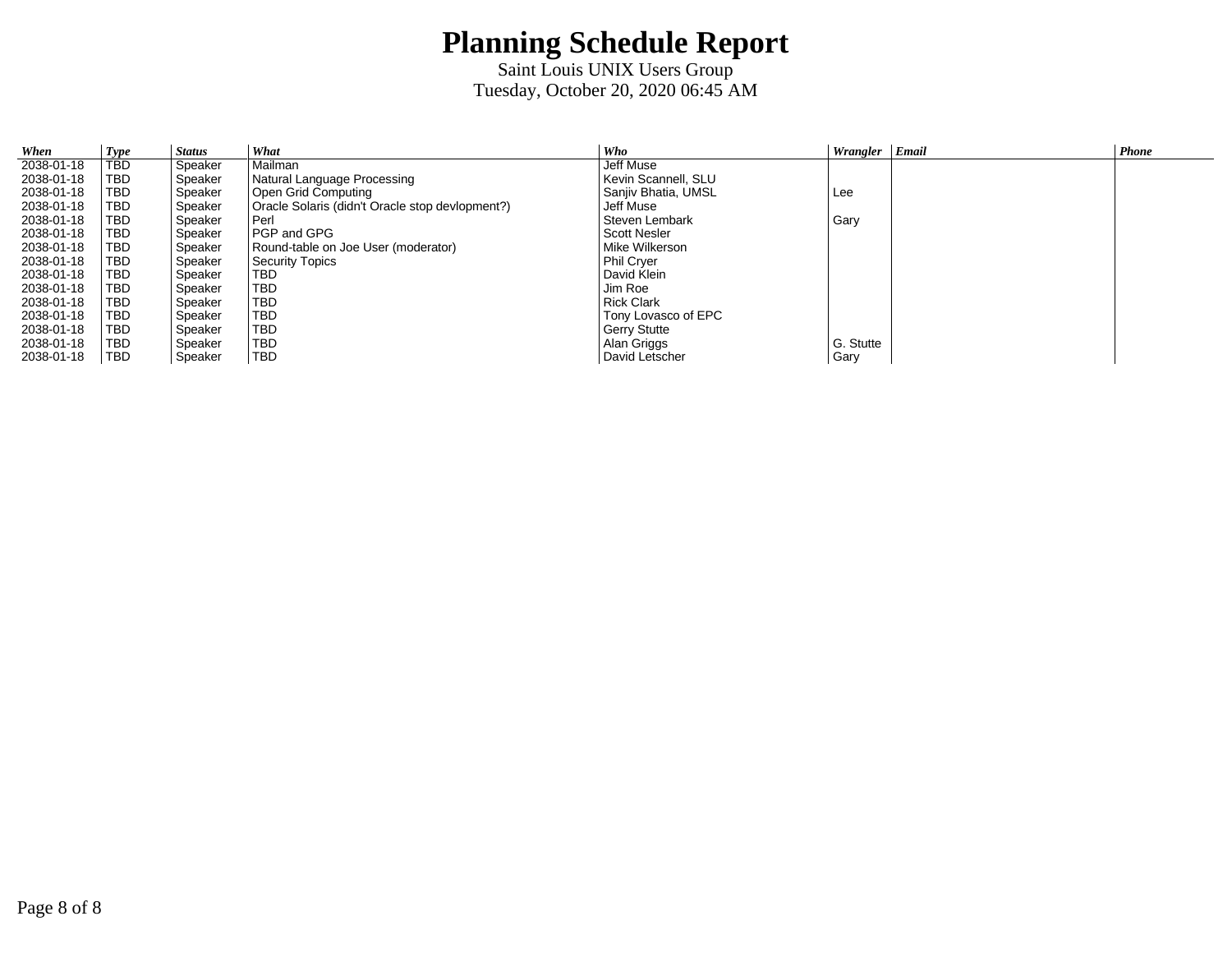# Planning Schedule Report

Saint Louis UNIX Users Group

Tuesday, October 20, 2020 06:45 AM

| *When* | *Type* | *Status* | *What* | *Who* | *Wrangler* | *Email* | *Phone* |
|---|---|---|---|---|---|---|---|
| 2038-01-18 | TBD | Speaker | Mailman | Jeff Muse | | | |
| 2038-01-18 | TBD | Speaker | Natural Language Processing | Kevin Scannell, SLU | | | |
| 2038-01-18 | TBD | Speaker | Open Grid Computing | Sanjiv Bhatia, UMSL | Lee | | |
| 2038-01-18 | TBD | Speaker | Oracle Solaris (didn't Oracle stop devlopment?) | Jeff Muse | | | |
| 2038-01-18 | TBD | Speaker | Perl | Steven Lembark | Gary | | |
| 2038-01-18 | TBD | Speaker | PGP and GPG | Scott Nesler | | | |
| 2038-01-18 | TBD | Speaker | Round-table on Joe User (moderator) | Mike Wilkerson | | | |
| 2038-01-18 | TBD | Speaker | Security Topics | Phil Cryer | | | |
| 2038-01-18 | TBD | Speaker | TBD | David Klein | | | |
| 2038-01-18 | TBD | Speaker | TBD | Jim Roe | | | |
| 2038-01-18 | TBD | Speaker | TBD | Rick Clark | | | |
| 2038-01-18 | TBD | Speaker | TBD | Tony Lovasco of EPC | | | |
| 2038-01-18 | TBD | Speaker | TBD | Gerry Stutte | | | |
| 2038-01-18 | TBD | Speaker | TBD | Alan Griggs | G. Stutte | | |
| 2038-01-18 | TBD | Speaker | TBD | David Letscher | Gary | | |